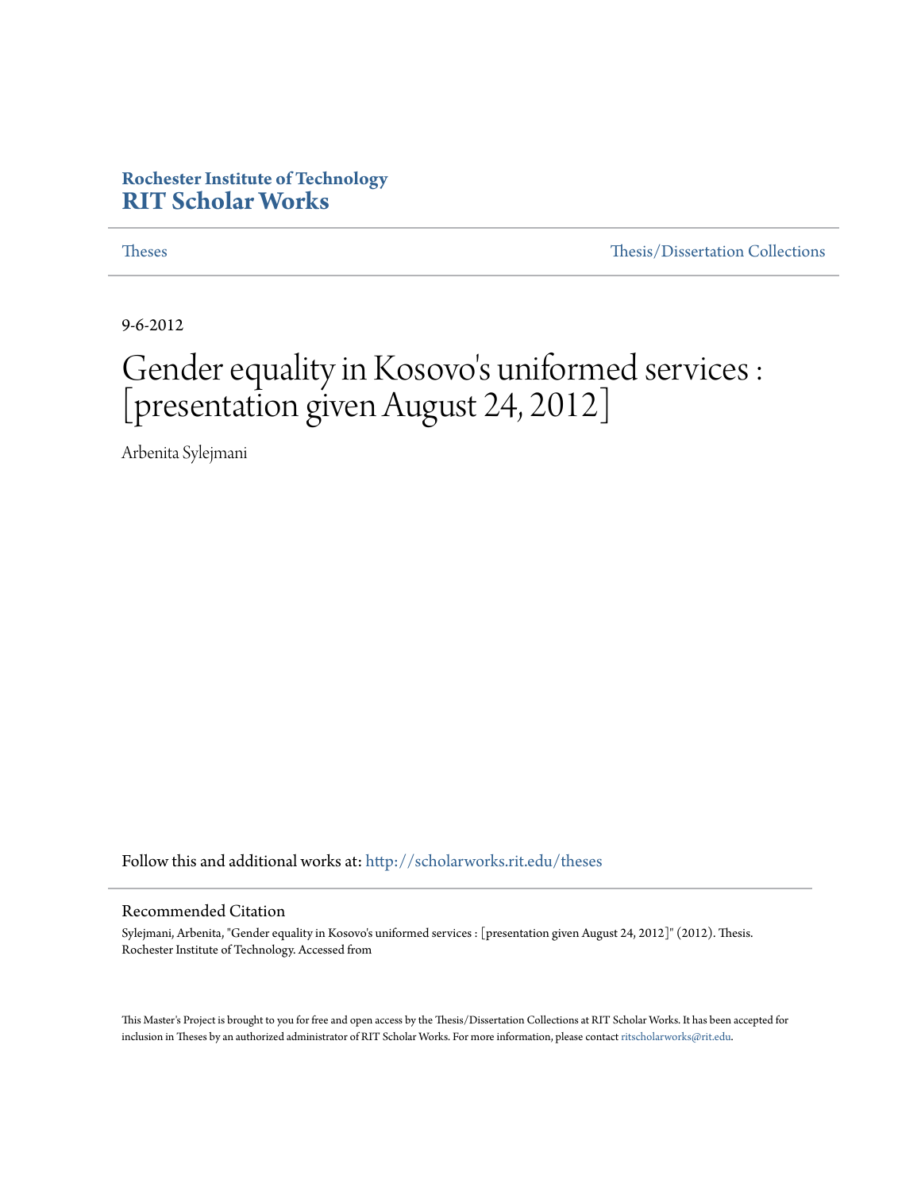**Rochester Institute of Technology**
**RIT Scholar Works**

Theses | Thesis/Dissertation Collections

9-6-2012

# Gender equality in Kosovo's uniformed services : [presentation given August 24, 2012]

Arbenita Sylejmani

Follow this and additional works at: http://scholarworks.rit.edu/theses

## Recommended Citation

Sylejmani, Arbenita, "Gender equality in Kosovo's uniformed services : [presentation given August 24, 2012]" (2012). Thesis. Rochester Institute of Technology. Accessed from

This Master's Project is brought to you for free and open access by the Thesis/Dissertation Collections at RIT Scholar Works. It has been accepted for inclusion in Theses by an authorized administrator of RIT Scholar Works. For more information, please contact ritscholarworks@rit.edu.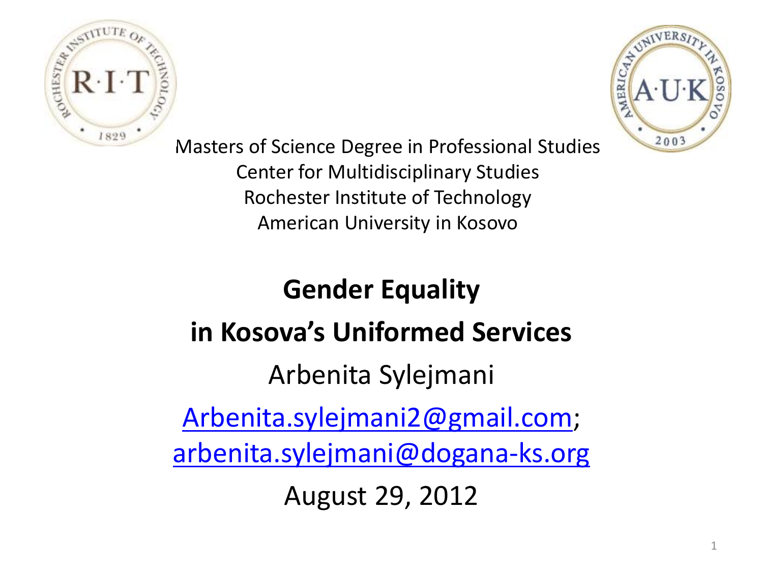Masters of Science Degree in Professional Studies
Center for Multidisciplinary Studies
Rochester Institute of Technology
American University in Kosovo

# Gender Equality in Kosova's Uniformed Services

Arbenita Sylejmani

Arbenita.sylejmani2@gmail.com; arbenita.sylejmani@dogana-ks.org

August 29, 2012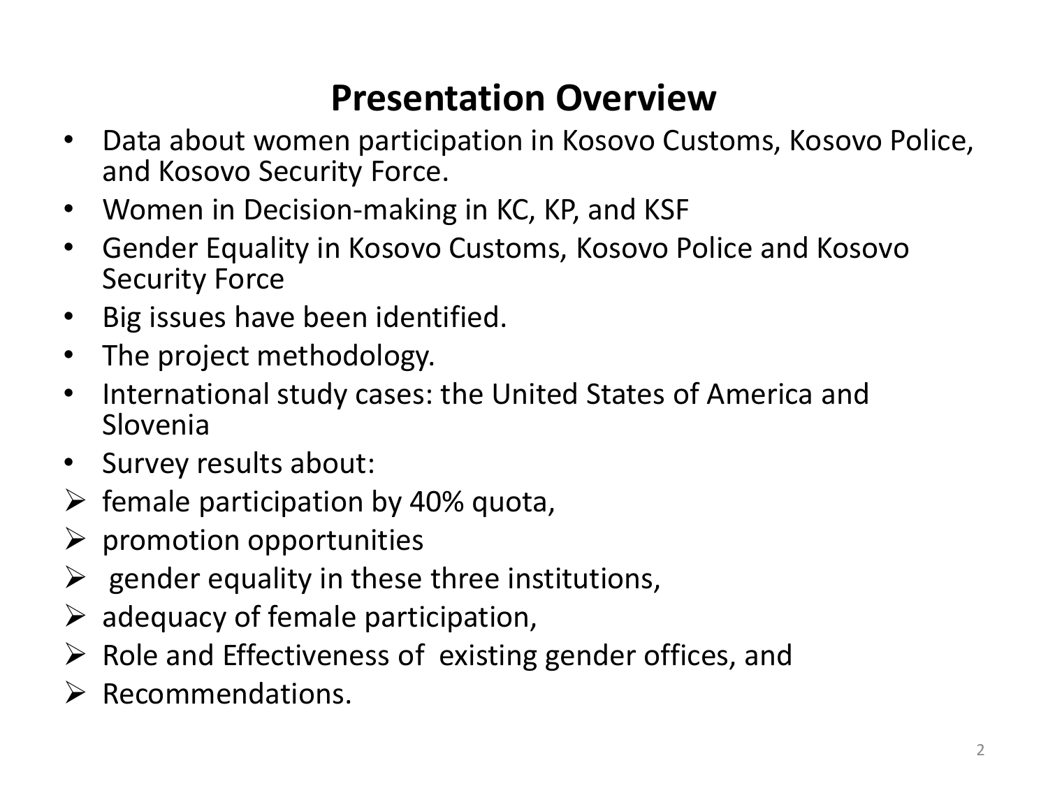# Presentation Overview

- Data about women participation in Kosovo Customs, Kosovo Police, and Kosovo Security Force.
- Women in Decision-making in KC, KP, and KSF
- Gender Equality in Kosovo Customs, Kosovo Police and Kosovo Security Force
- Big issues have been identified.
- The project methodology.
- International study cases: the United States of America and Slovenia
- Survey results about:
  - female participation by 40% quota,
  - promotion opportunities
  - gender equality in these three institutions,
  - adequacy of female participation,
  - Role and Effectiveness of existing gender offices, and
  - Recommendations.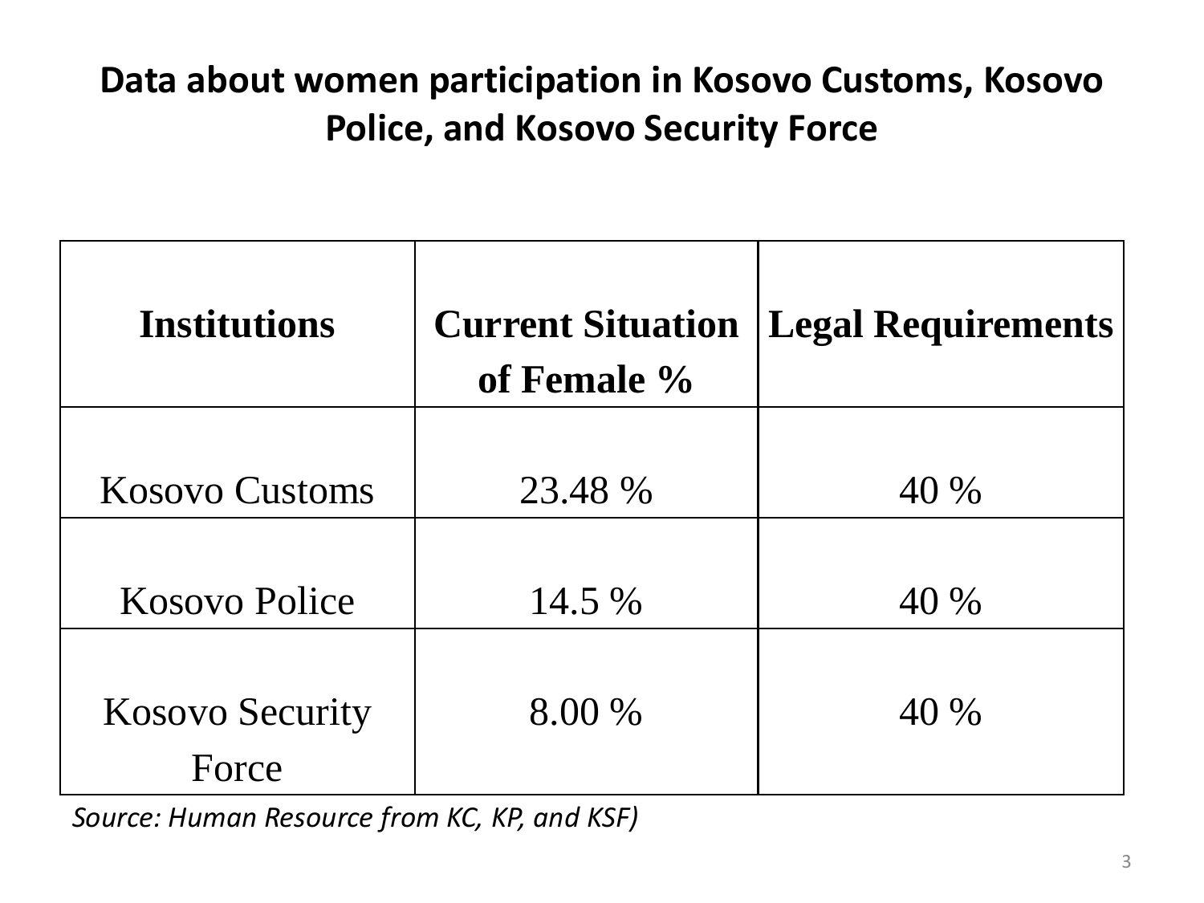## Data about women participation in Kosovo Customs, Kosovo Police, and Kosovo Security Force

| Institutions | Current Situation of Female % | Legal Requirements |
|---|---|---|
| Kosovo Customs | 23.48 % | 40 % |
| Kosovo Police | 14.5 % | 40 % |
| Kosovo Security Force | 8.00 % | 40 % |

*Source: Human Resource from KC, KP, and KSF)*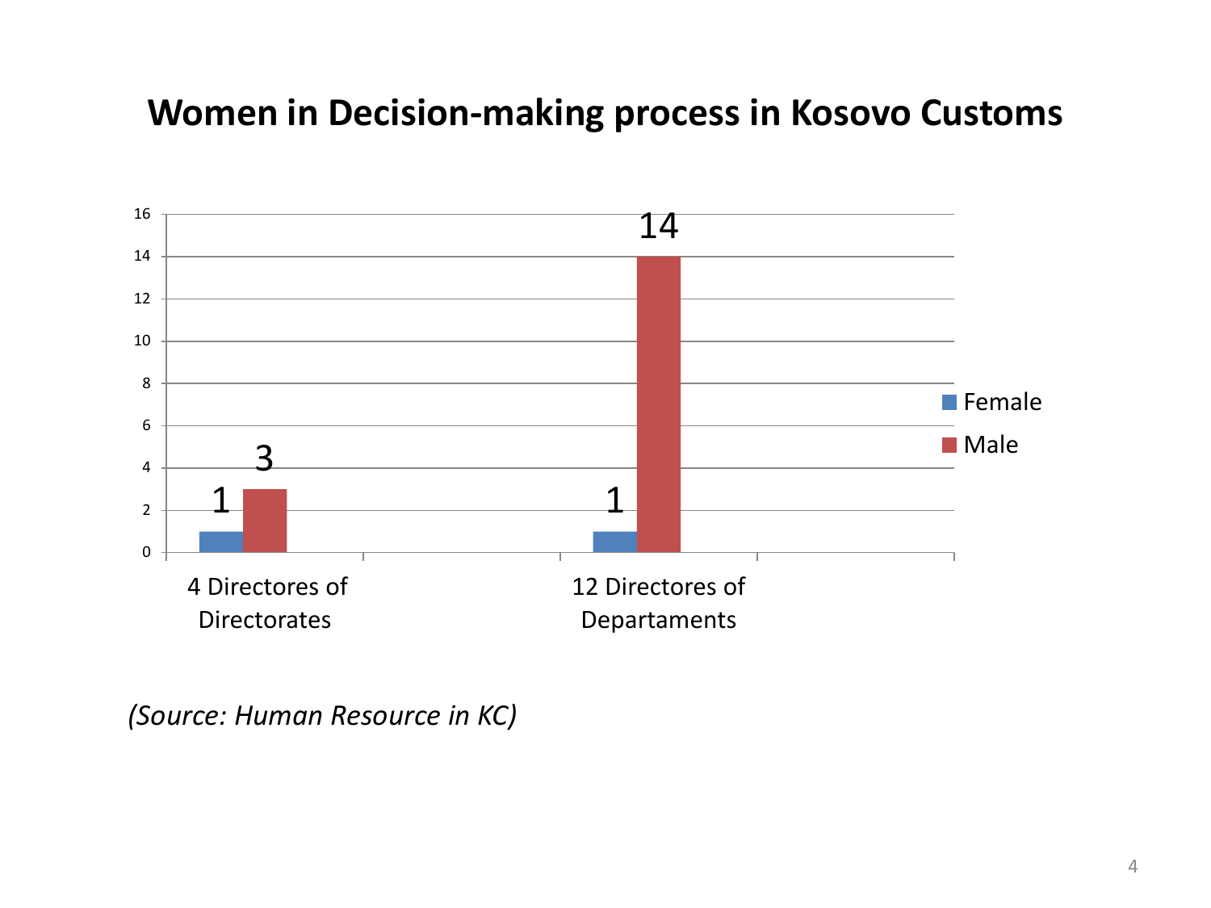# Women in Decision-making process in Kosovo Customs

| | Female | Male |
|---|---|---|
| 4 Directores of Directorates | 1 | 3 |
| 12 Directores of Departaments | 1 | 14 |

*(Source: Human Resource in KC)*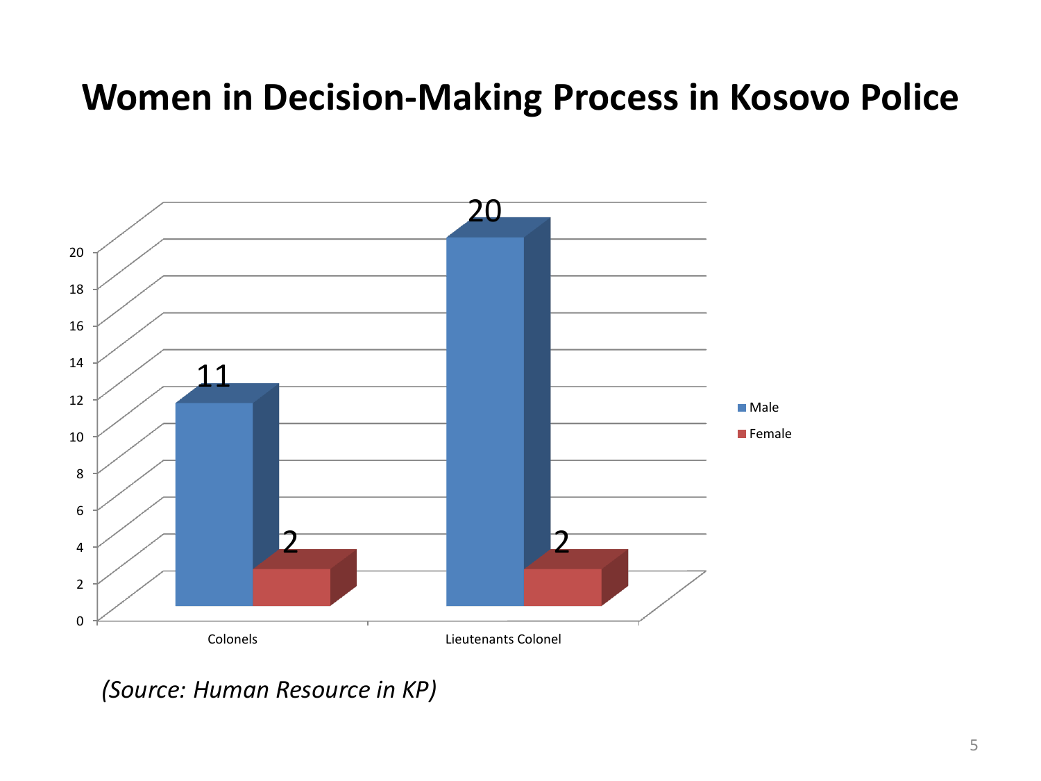# Women in Decision-Making Process in Kosovo Police

| | Male | Female |
|---|---|---|
| Colonels | 11 | 2 |
| Lieutenants Colonel | 20 | 2 |

*(Source: Human Resource in KP)*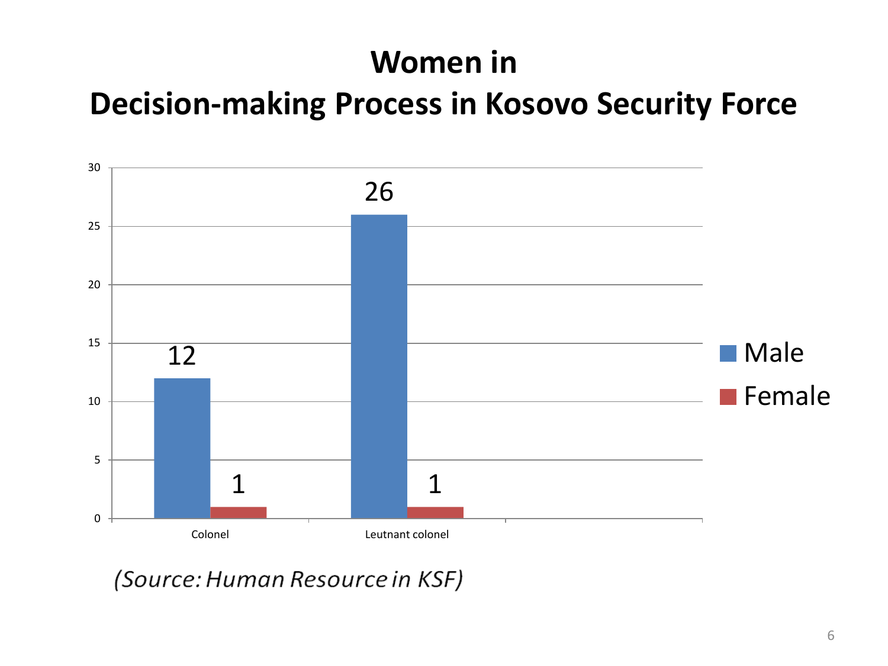# Women in Decision-making Process in Kosovo Security Force

| | Male | Female |
|---|---|---|
| Colonel | 12 | 1 |
| Leutnant colonel | 26 | 1 |

*(Source: Human Resource in KSF)*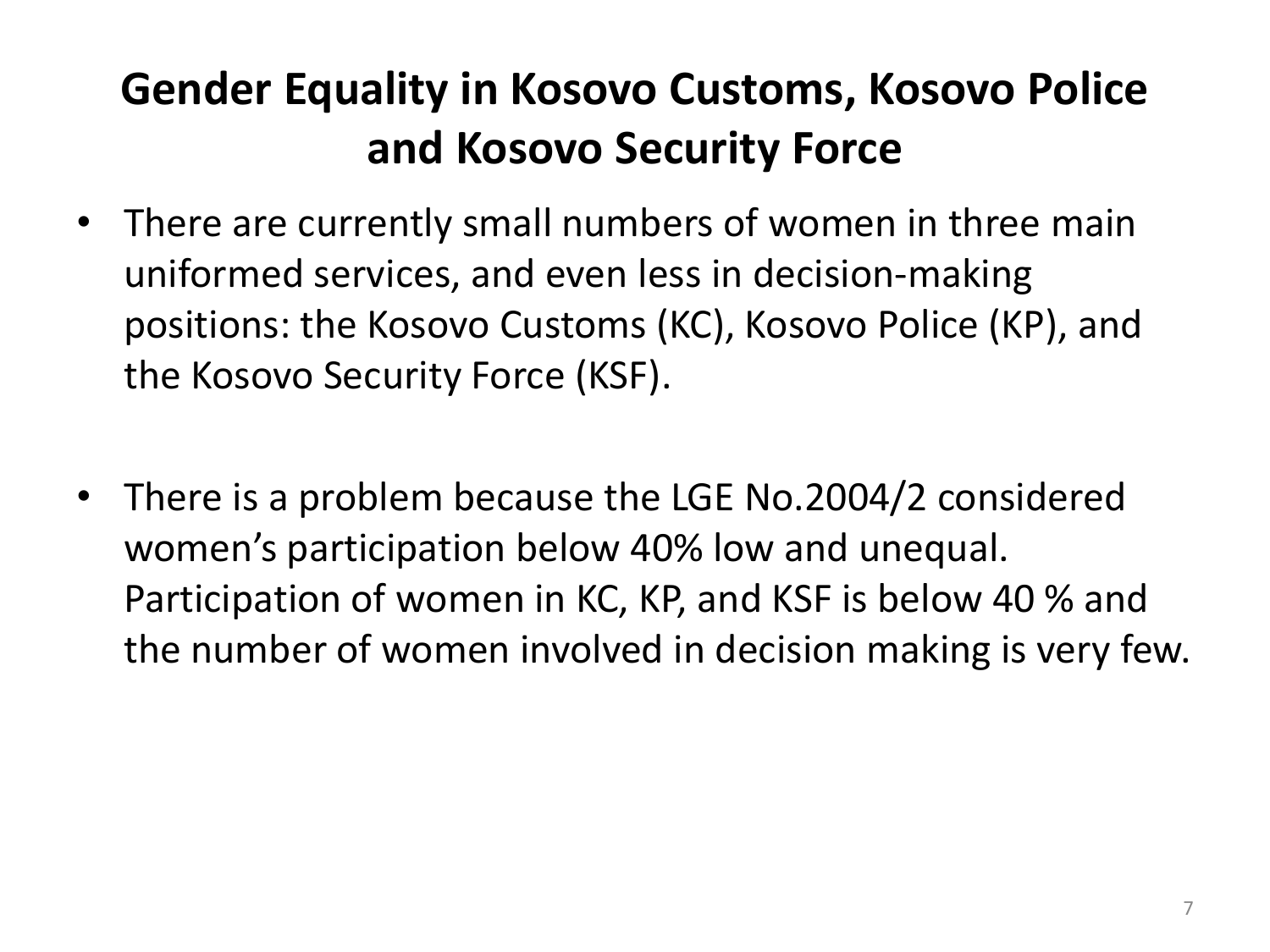# Gender Equality in Kosovo Customs, Kosovo Police and Kosovo Security Force

- There are currently small numbers of women in three main uniformed services, and even less in decision-making positions: the Kosovo Customs (KC), Kosovo Police (KP), and the Kosovo Security Force (KSF).

- There is a problem because the LGE No.2004/2 considered women's participation below 40% low and unequal. Participation of women in KC, KP, and KSF is below 40 % and the number of women involved in decision making is very few.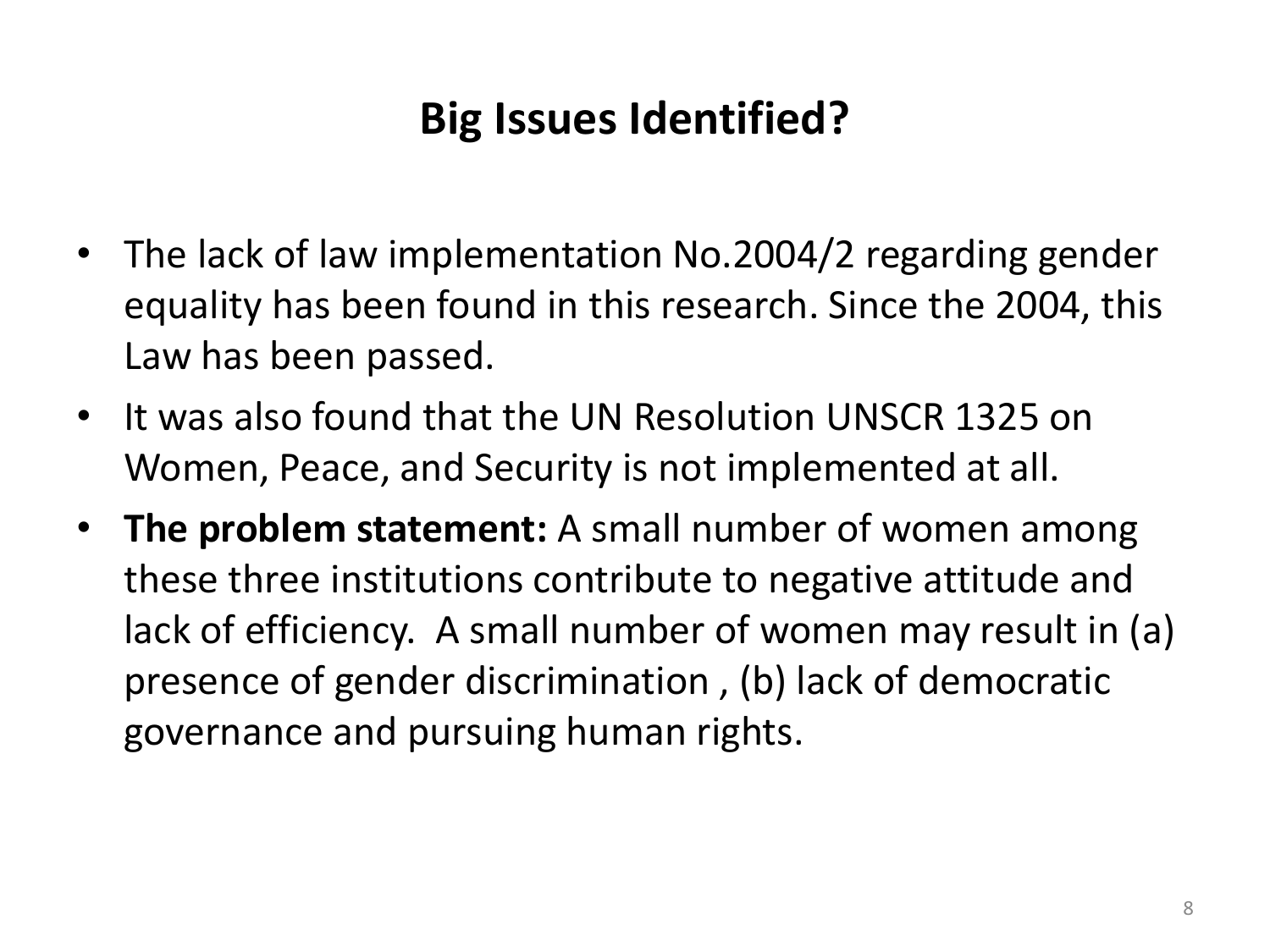# Big Issues Identified?

- The lack of law implementation No.2004/2 regarding gender equality has been found in this research. Since the 2004, this Law has been passed.
- It was also found that the UN Resolution UNSCR 1325 on Women, Peace, and Security is not implemented at all.
- **The problem statement:** A small number of women among these three institutions contribute to negative attitude and lack of efficiency. A small number of women may result in (a) presence of gender discrimination , (b) lack of democratic governance and pursuing human rights.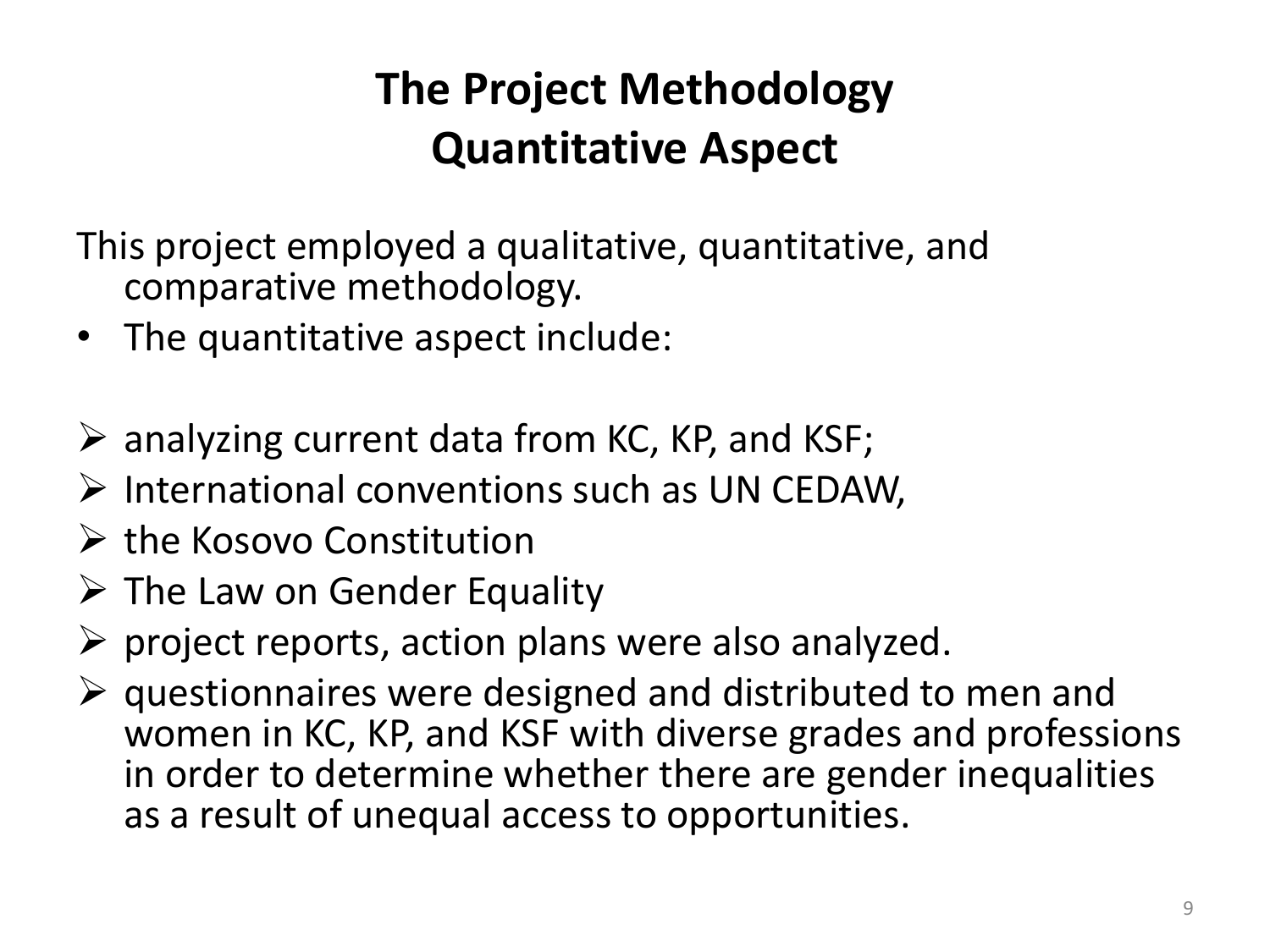# The Project Methodology
# Quantitative Aspect

This project employed a qualitative, quantitative, and comparative methodology.

- The quantitative aspect include:

- analyzing current data from KC, KP, and KSF;
- International conventions such as UN CEDAW,
- the Kosovo Constitution
- The Law on Gender Equality
- project reports, action plans were also analyzed.
- questionnaires were designed and distributed to men and women in KC, KP, and KSF with diverse grades and professions in order to determine whether there are gender inequalities as a result of unequal access to opportunities.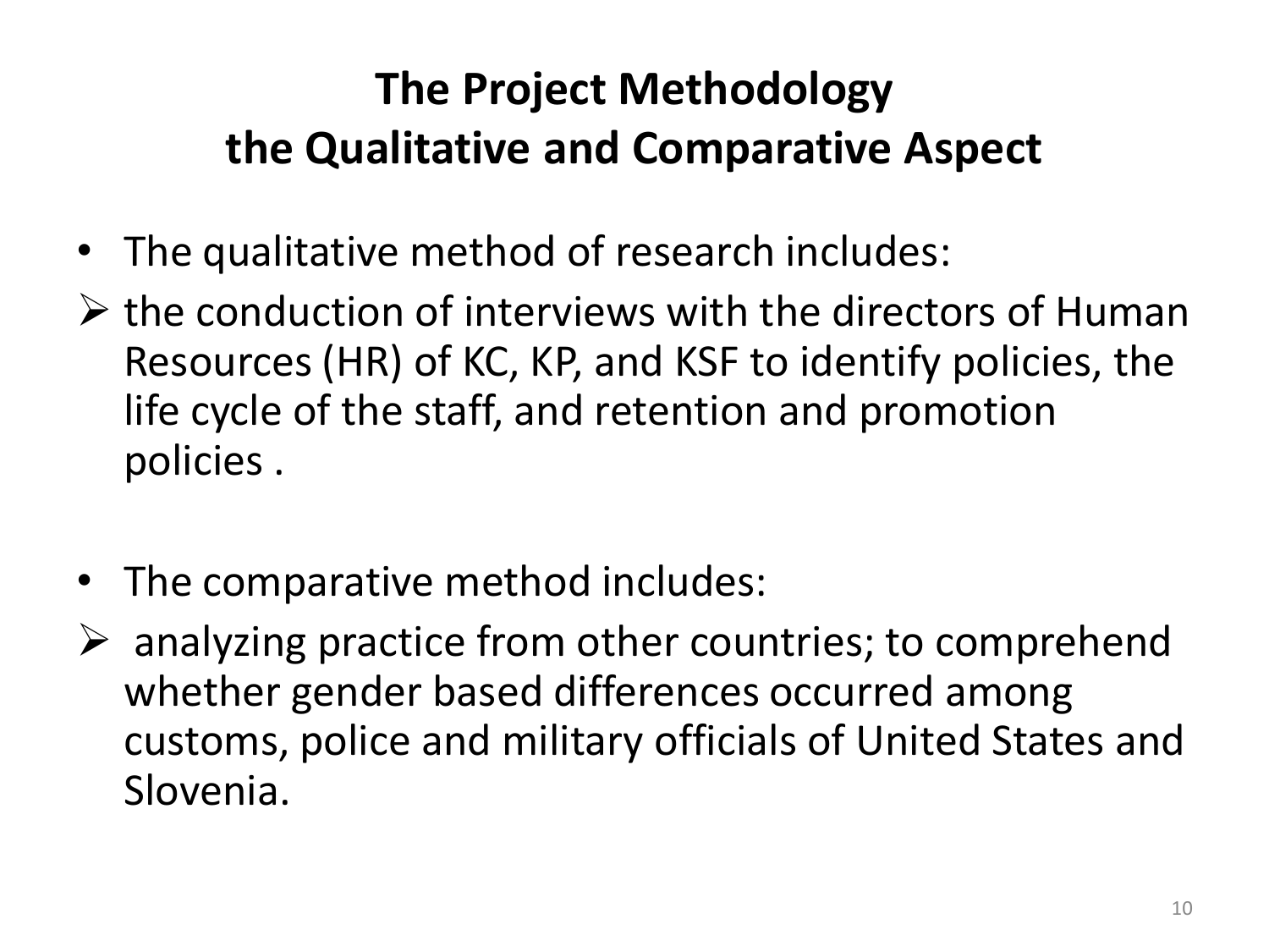# The Project Methodology
# the Qualitative and Comparative Aspect

- The qualitative method of research includes:
  - the conduction of interviews with the directors of Human Resources (HR) of KC, KP, and KSF to identify policies, the life cycle of the staff, and retention and promotion policies .

- The comparative method includes:
  - analyzing practice from other countries; to comprehend whether gender based differences occurred among customs, police and military officials of United States and Slovenia.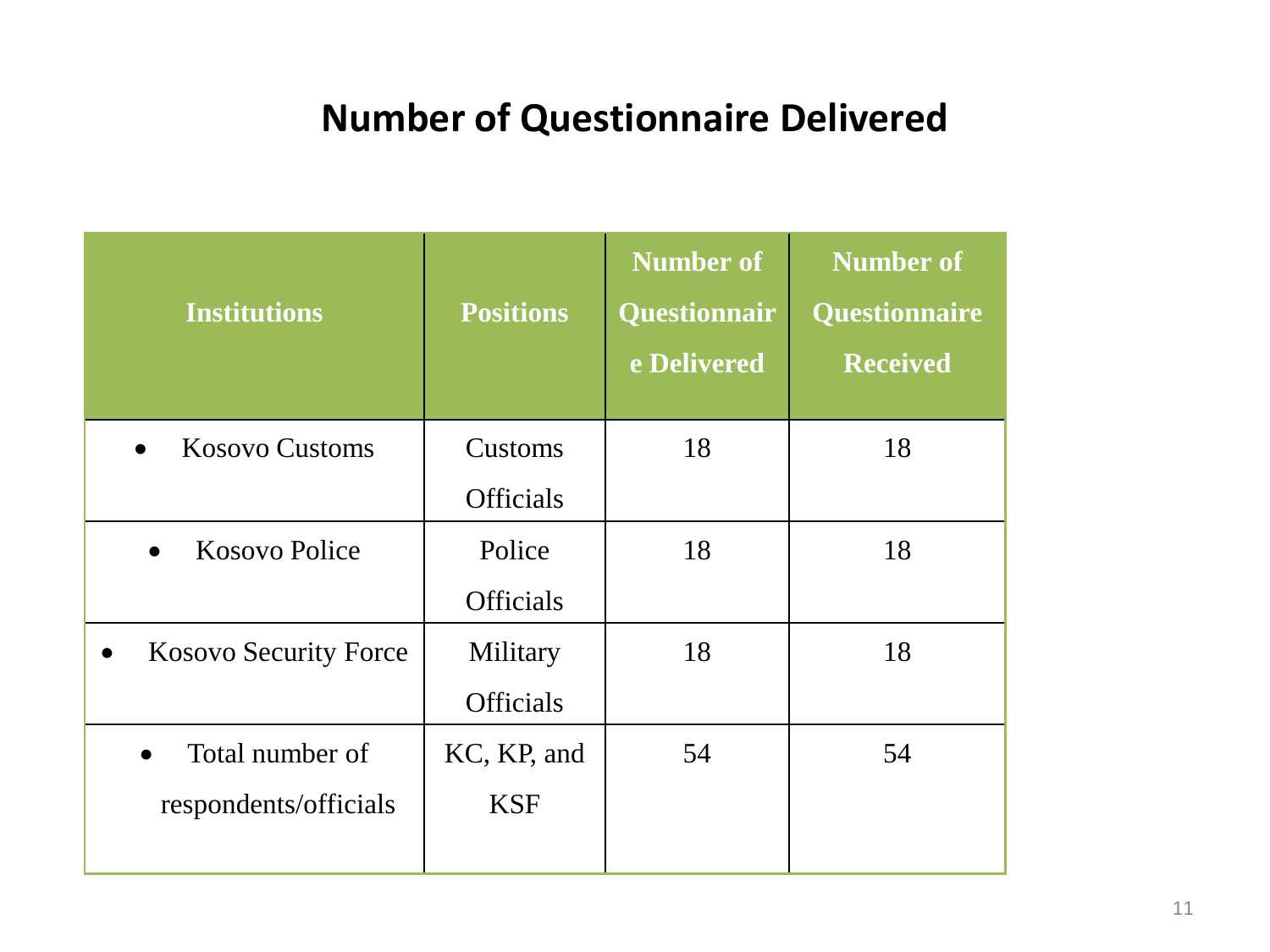# Number of Questionnaire Delivered

| Institutions | Positions | Number of Questionnaire Delivered | Number of Questionnaire Received |
|---|---|---|---|
| • Kosovo Customs | Customs Officials | 18 | 18 |
| • Kosovo Police | Police Officials | 18 | 18 |
| • Kosovo Security Force | Military Officials | 18 | 18 |
| • Total number of respondents/officials | KC, KP, and KSF | 54 | 54 |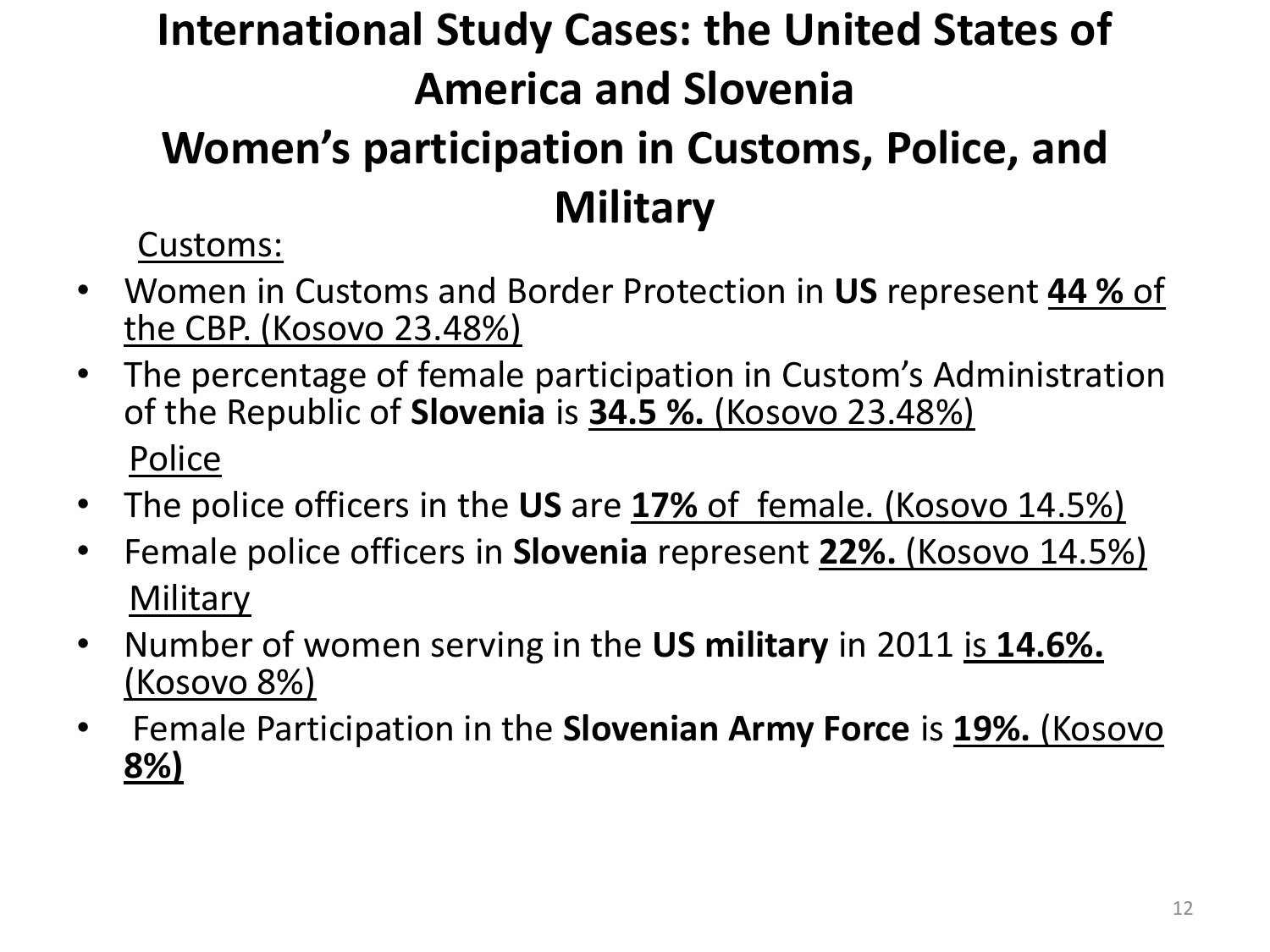# International Study Cases: the United States of America and Slovenia

## Women's participation in Customs, Police, and Military

Customs:

- Women in Customs and Border Protection in **US** represent **44 %** of the CBP. (Kosovo 23.48%)
- The percentage of female participation in Custom's Administration of the Republic of **Slovenia** is **34.5 %.** (Kosovo 23.48%)

Police

- The police officers in the **US** are **17%** of female. (Kosovo 14.5%)
- Female police officers in **Slovenia** represent **22%.** (Kosovo 14.5%)

Military

- Number of women serving in the **US military** in 2011 is **14.6%.** (Kosovo 8%)
- Female Participation in the **Slovenian Army Force** is **19%.** (Kosovo **8%)**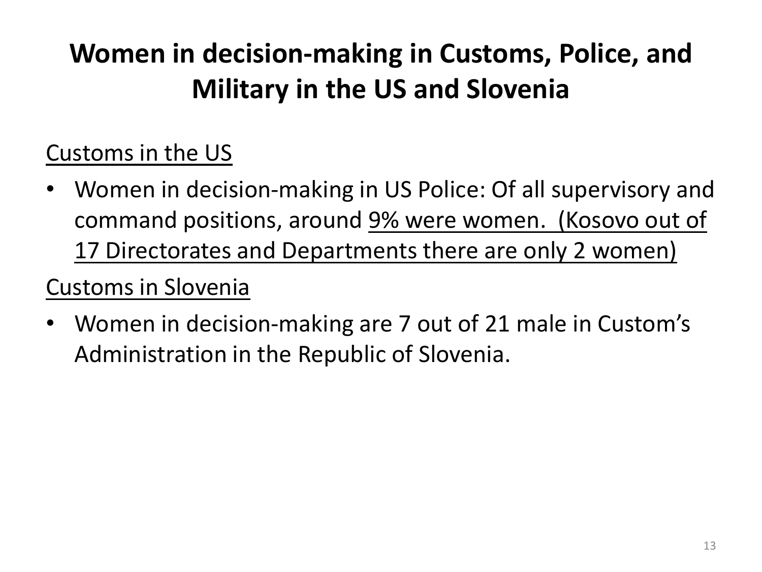# Women in decision-making in Customs, Police, and Military in the US and Slovenia

<u>Customs in the US</u>

- Women in decision-making in US Police: Of all supervisory and command positions, around <u>9% were women. (Kosovo out of 17 Directorates and Departments there are only 2 women)</u>

<u>Customs in Slovenia</u>

- Women in decision-making are 7 out of 21 male in Custom's Administration in the Republic of Slovenia.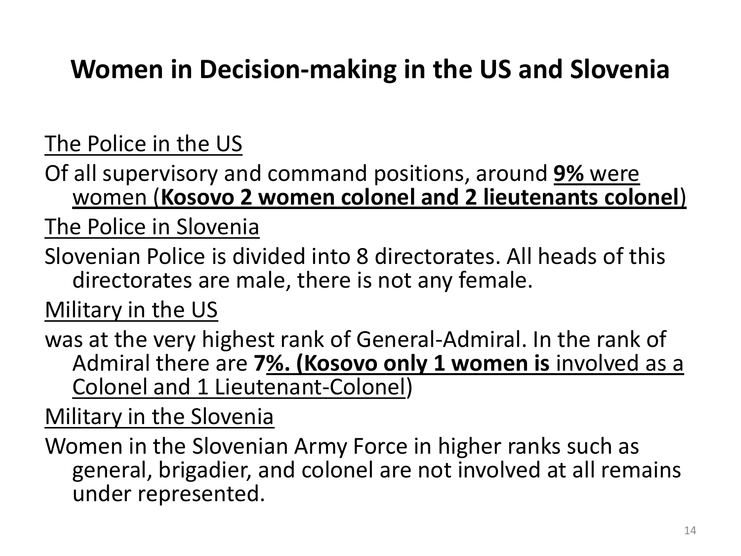# Women in Decision-making in the US and Slovenia

The Police in the US

Of all supervisory and command positions, around **9%** were women (**Kosovo 2 women colonel and 2 lieutenants colonel**)

The Police in Slovenia

Slovenian Police is divided into 8 directorates. All heads of this directorates are male, there is not any female.

Military in the US

was at the very highest rank of General-Admiral. In the rank of Admiral there are **7%. (Kosovo only 1 women is** involved as a Colonel and 1 Lieutenant-Colonel)

Military in the Slovenia

Women in the Slovenian Army Force in higher ranks such as general, brigadier, and colonel are not involved at all remains under represented.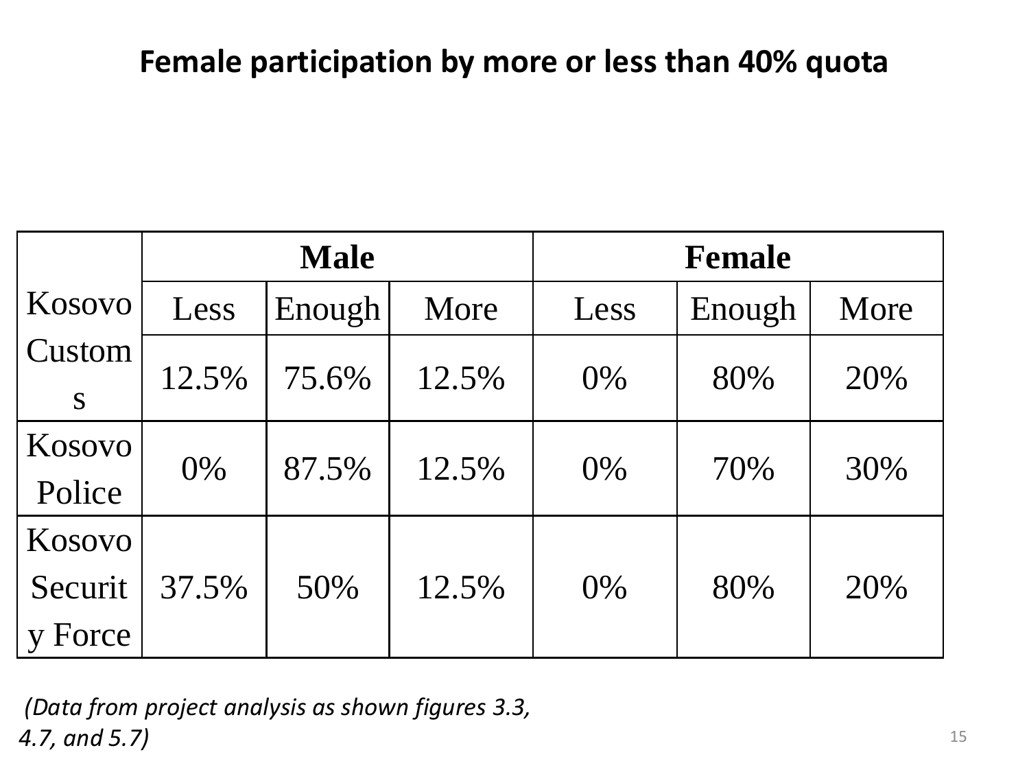# Female participation by more or less than 40% quota

| | Male | | | Female | | |
|---|---|---|---|---|---|---|
| | Less | Enough | More | Less | Enough | More |
| Kosovo Customs | 12.5% | 75.6% | 12.5% | 0% | 80% | 20% |
| Kosovo Police | 0% | 87.5% | 12.5% | 0% | 70% | 30% |
| Kosovo Security Force | 37.5% | 50% | 12.5% | 0% | 80% | 20% |

*(Data from project analysis as shown figures 3.3, 4.7, and 5.7)*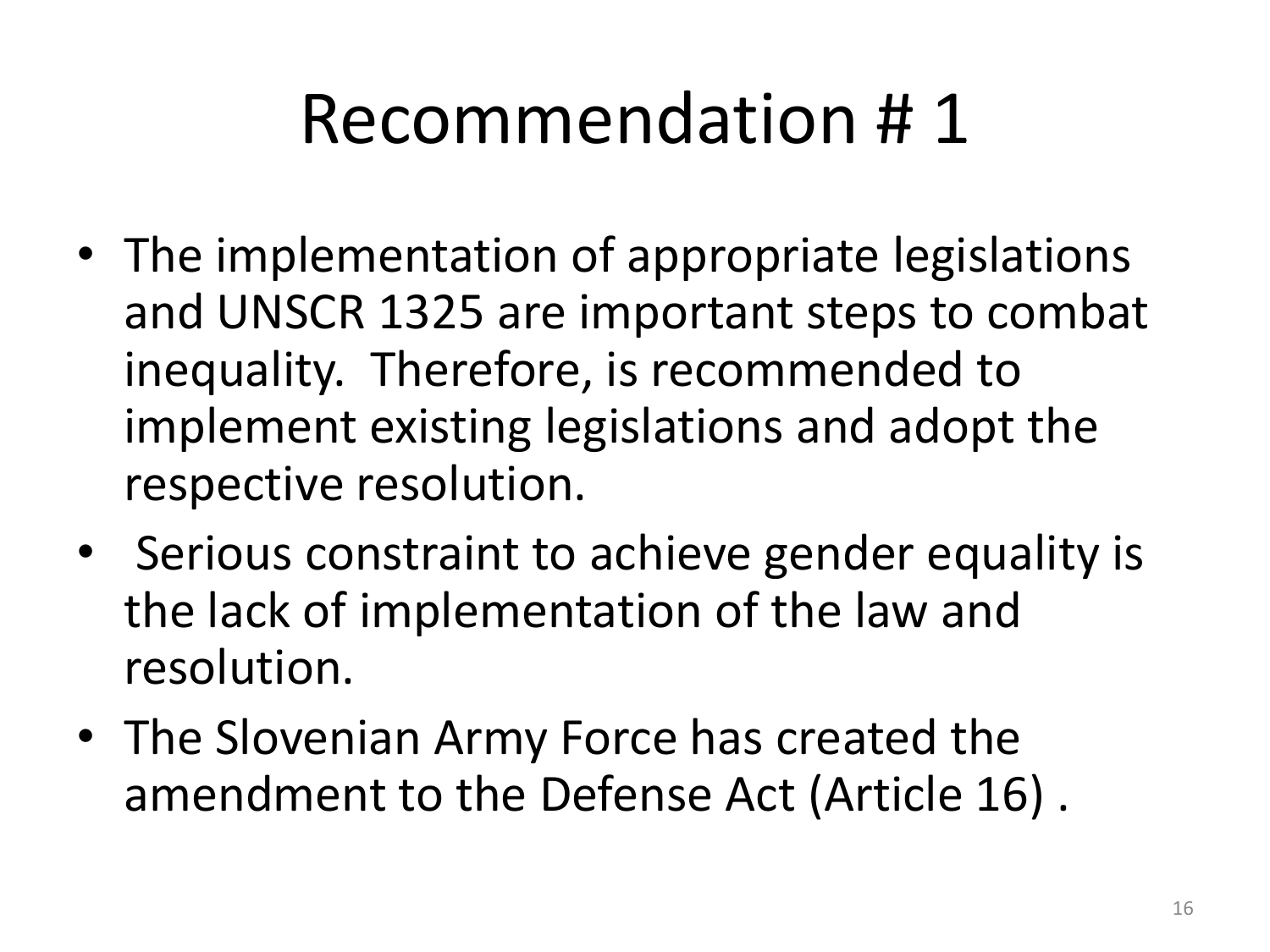# Recommendation # 1

- The implementation of appropriate legislations and UNSCR 1325 are important steps to combat inequality. Therefore, is recommended to implement existing legislations and adopt the respective resolution.
- Serious constraint to achieve gender equality is the lack of implementation of the law and resolution.
- The Slovenian Army Force has created the amendment to the Defense Act (Article 16) .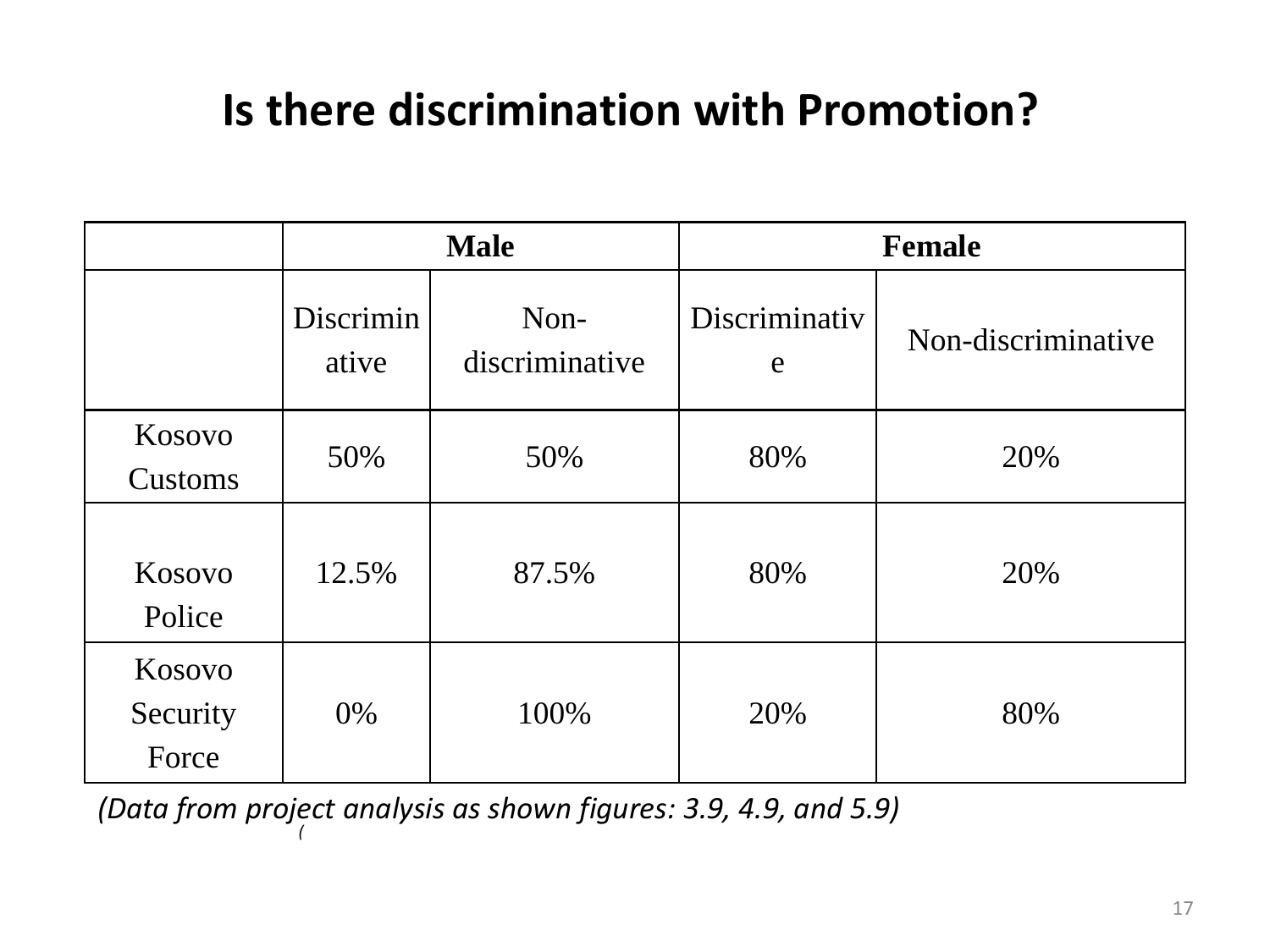# Is there discrimination with Promotion?

| | Male | | Female | |
|---|---|---|---|---|
| | Discriminative | Non-discriminative | Discriminative | Non-discriminative |
| Kosovo Customs | 50% | 50% | 80% | 20% |
| Kosovo Police | 12.5% | 87.5% | 80% | 20% |
| Kosovo Security Force | 0% | 100% | 20% | 80% |

*(Data from project analysis as shown figures: 3.9, 4.9, and 5.9)*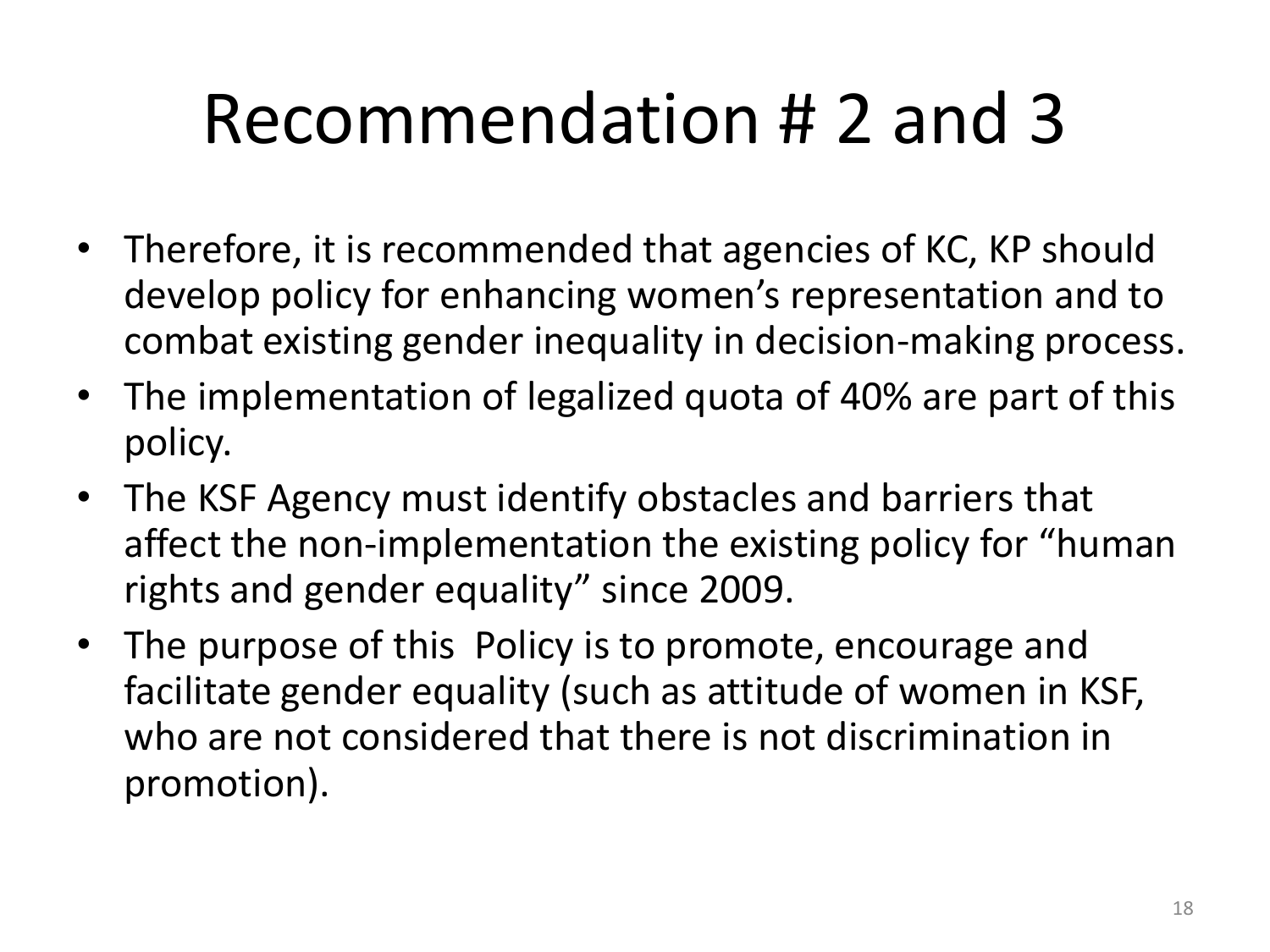# Recommendation # 2 and 3

- Therefore, it is recommended that agencies of KC, KP should develop policy for enhancing women's representation and to combat existing gender inequality in decision-making process.
- The implementation of legalized quota of 40% are part of this policy.
- The KSF Agency must identify obstacles and barriers that affect the non-implementation the existing policy for "human rights and gender equality" since 2009.
- The purpose of this  Policy is to promote, encourage and facilitate gender equality (such as attitude of women in KSF, who are not considered that there is not discrimination in promotion).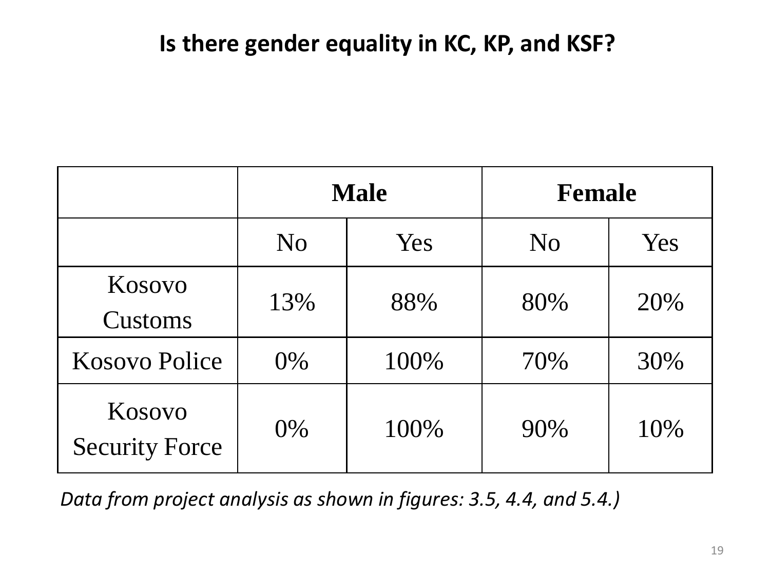# Is there gender equality in KC, KP, and KSF?

| | Male | | Female | |
|---|---|---|---|---|
| | No | Yes | No | Yes |
| Kosovo Customs | 13% | 88% | 80% | 20% |
| Kosovo Police | 0% | 100% | 70% | 30% |
| Kosovo Security Force | 0% | 100% | 90% | 10% |

*Data from project analysis as shown in figures: 3.5, 4.4, and 5.4.)*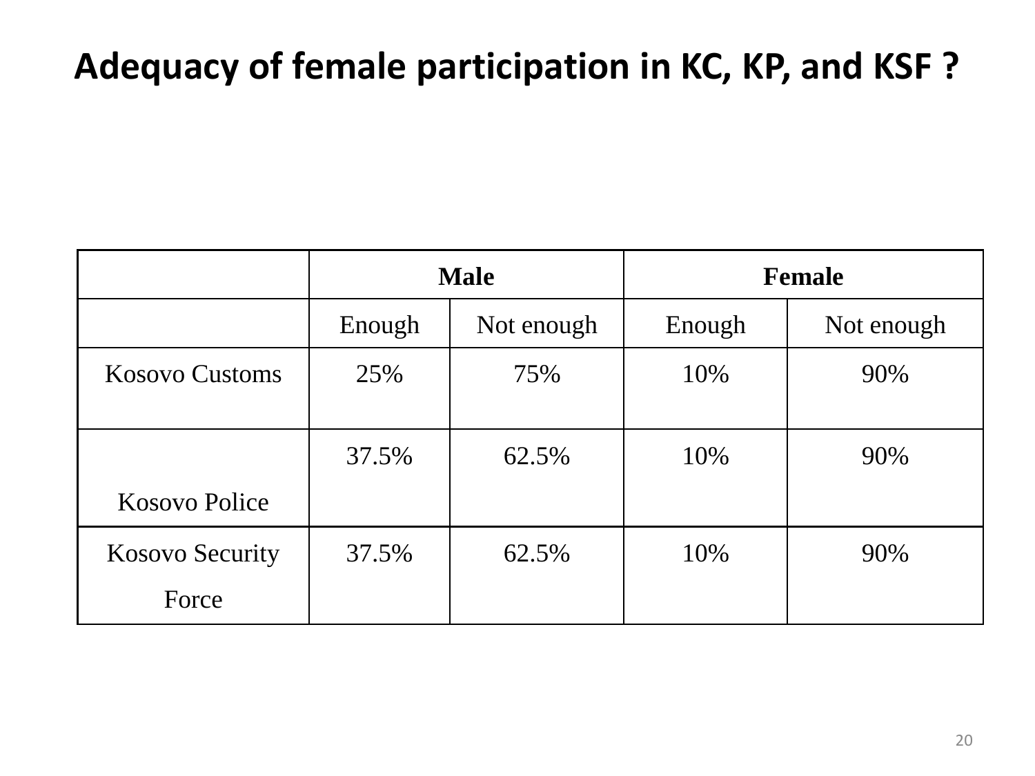# Adequacy of female participation in KC, KP, and KSF ?

| | **Male** | | **Female** | |
|---|---|---|---|---|
| | Enough | Not enough | Enough | Not enough |
| Kosovo Customs | 25% | 75% | 10% | 90% |
| Kosovo Police | 37.5% | 62.5% | 10% | 90% |
| Kosovo Security Force | 37.5% | 62.5% | 10% | 90% |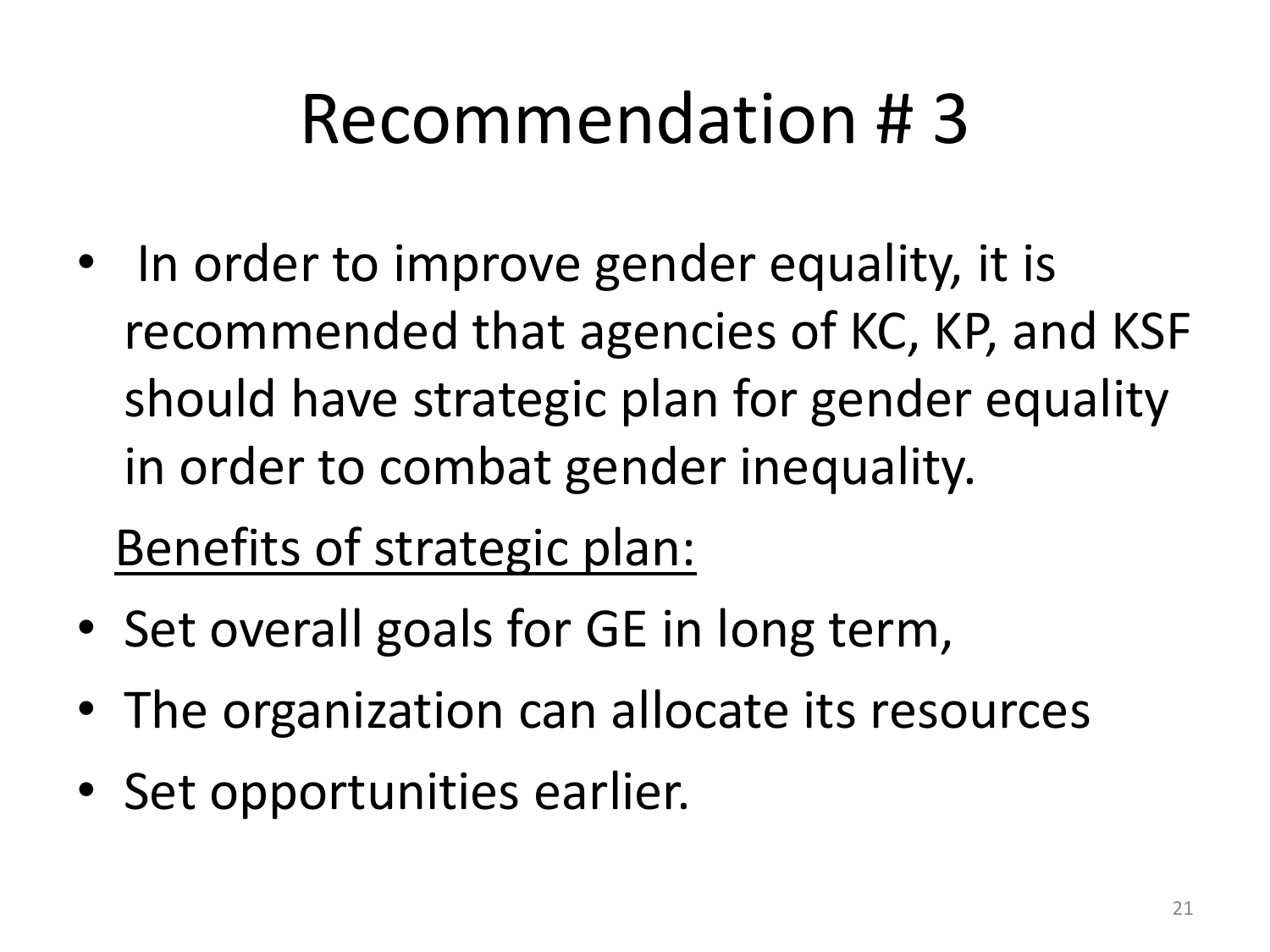# Recommendation # 3

- In order to improve gender equality, it is recommended that agencies of KC, KP, and KSF should have strategic plan for gender equality in order to combat gender inequality.

<u>Benefits of strategic plan:</u>

- Set overall goals for GE in long term,
- The organization can allocate its resources
- Set opportunities earlier.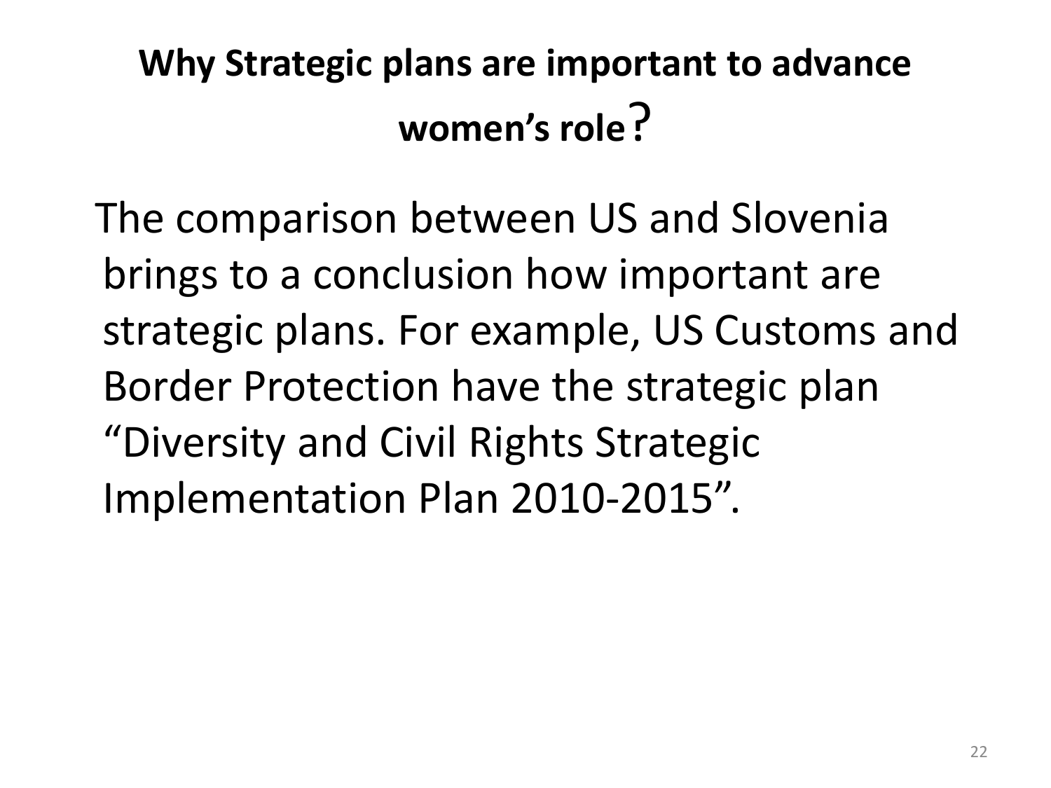## Why Strategic plans are important to advance women's role?

The comparison between US and Slovenia brings to a conclusion how important are strategic plans. For example, US Customs and Border Protection have the strategic plan "Diversity and Civil Rights Strategic Implementation Plan 2010-2015".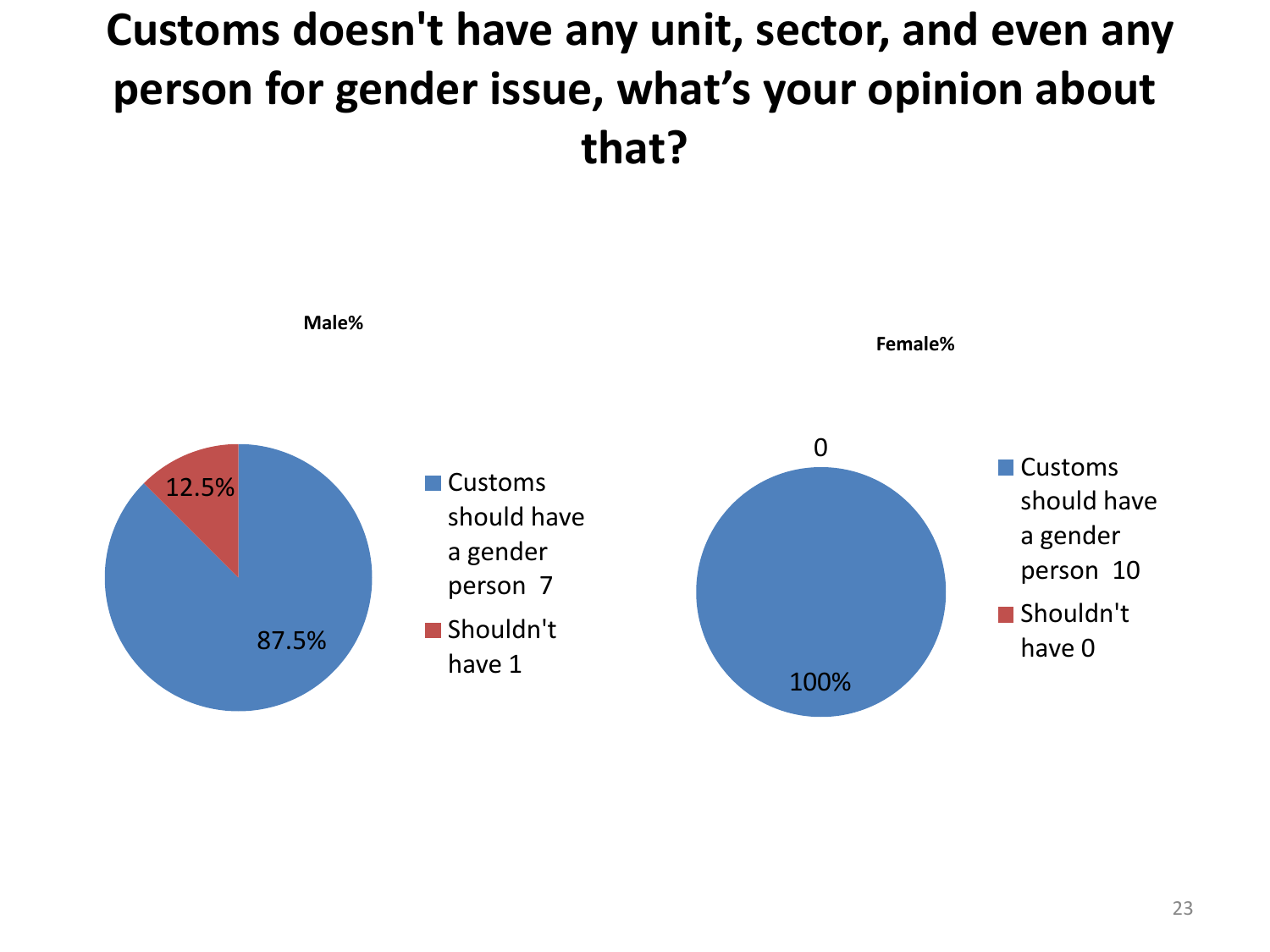# Customs doesn't have any unit, sector, and even any person for gender issue, what's your opinion about that?

**Male%**

12.5%

87.5%

- Customs should have a gender person 7
- Shouldn't have 1

**Female%**

0

100%

- Customs should have a gender person 10
- Shouldn't have 0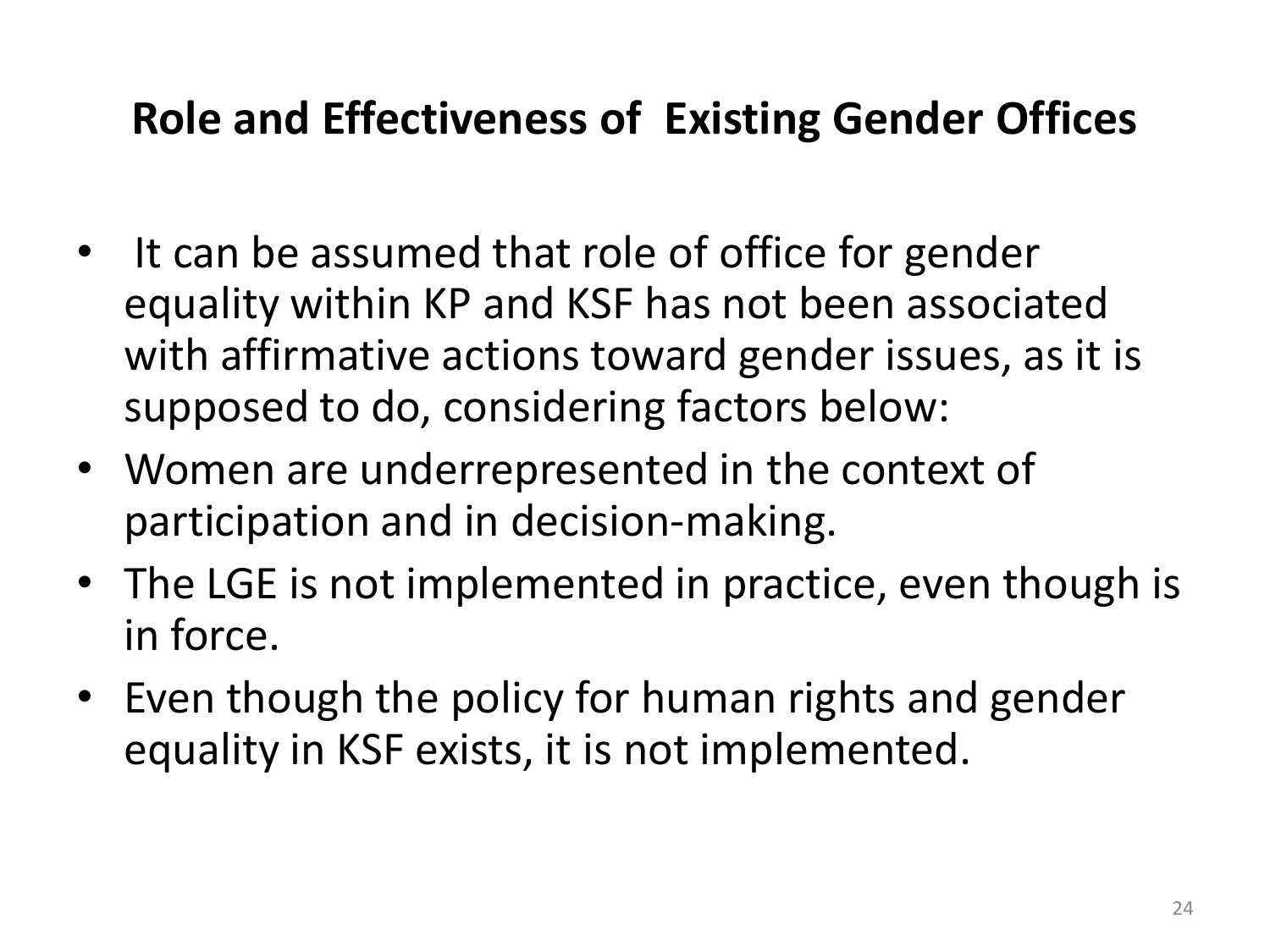## Role and Effectiveness of Existing Gender Offices

- It can be assumed that role of office for gender equality within KP and KSF has not been associated with affirmative actions toward gender issues, as it is supposed to do, considering factors below:
- Women are underrepresented in the context of participation and in decision-making.
- The LGE is not implemented in practice, even though is in force.
- Even though the policy for human rights and gender equality in KSF exists, it is not implemented.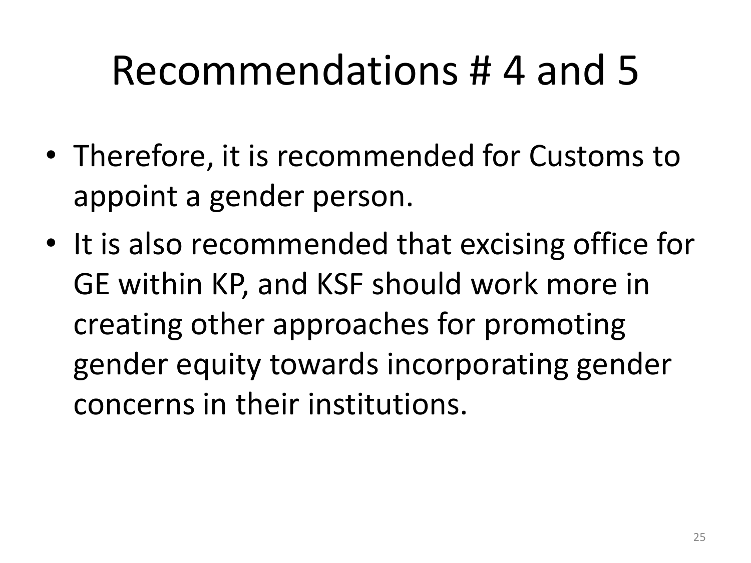# Recommendations # 4 and 5

- Therefore, it is recommended for Customs to appoint a gender person.
- It is also recommended that excising office for GE within KP, and KSF should work more in creating other approaches for promoting gender equity towards incorporating gender concerns in their institutions.